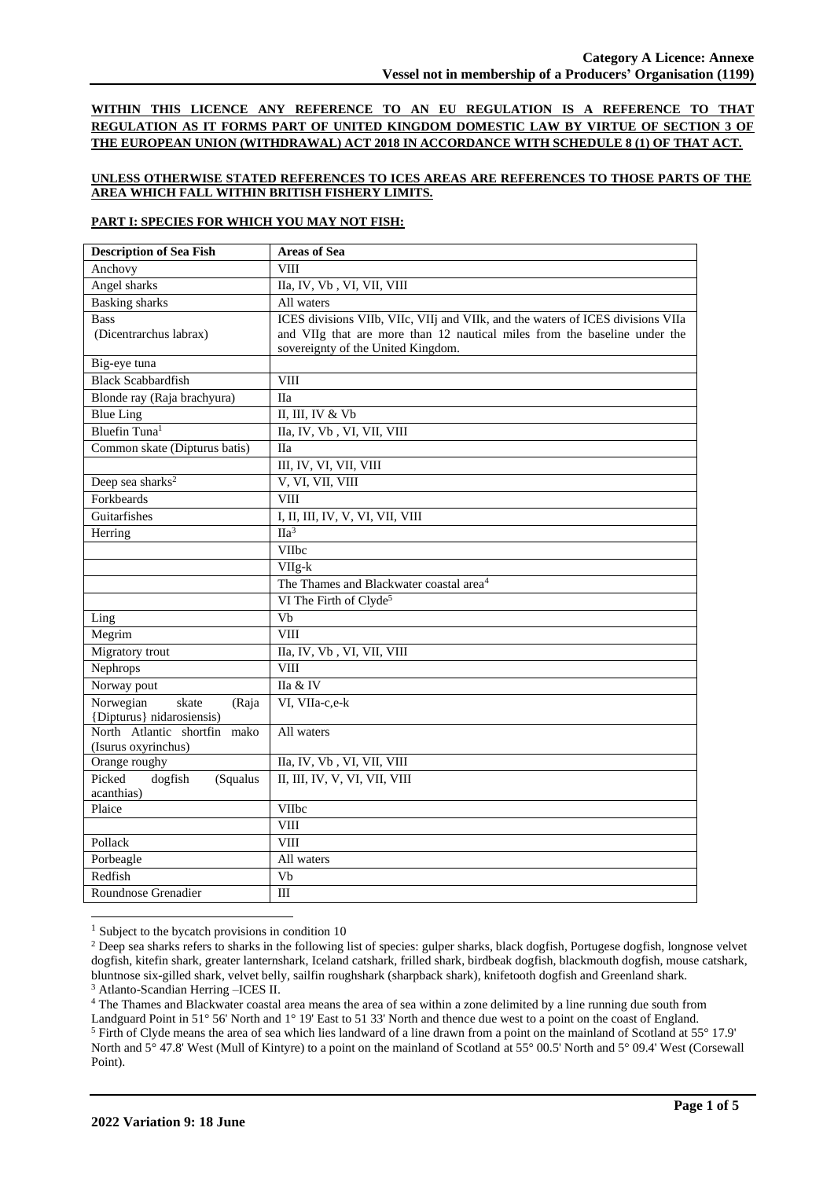**WITHIN THIS LICENCE ANY REFERENCE TO AN EU REGULATION IS A REFERENCE TO THAT REGULATION AS IT FORMS PART OF UNITED KINGDOM DOMESTIC LAW BY VIRTUE OF SECTION 3 OF THE EUROPEAN UNION (WITHDRAWAL) ACT 2018 IN ACCORDANCE WITH SCHEDULE 8 (1) OF THAT ACT.**

**UNLESS OTHERWISE STATED REFERENCES TO ICES AREAS ARE REFERENCES TO THOSE PARTS OF THE AREA WHICH FALL WITHIN BRITISH FISHERY LIMITS.**

## PART I: SPECIES FOR WHICH YOU MAY NOT FISH:

| Description of Sea Fish | Areas of Sea |
|---|---|
| Anchovy | VIII |
| Angel sharks | IIa, IV, Vb , VI, VII, VIII |
| Basking sharks | All waters |
| Bass (Dicentrarchus labrax) | ICES divisions VIIb, VIIc, VIIj and VIIk, and the waters of ICES divisions VIIa and VIIg that are more than 12 nautical miles from the baseline under the sovereignty of the United Kingdom. |
| Big-eye tuna | |
| Black Scabbardfish | VIII |
| Blonde ray (Raja brachyura) | IIa |
| Blue Ling | II, III, IV & Vb |
| Bluefin Tuna[1] | IIa, IV, Vb , VI, VII, VIII |
| Common skate (Dipturus batis) | IIa |
| | III, IV, VI, VII, VIII |
| Deep sea sharks[2] | V, VI, VII, VIII |
| Forkbeards | VIII |
| Guitarfishes | I, II, III, IV, V, VI, VII, VIII |
| Herring | IIa[3] |
| | VIIbc |
| | VIIg-k |
| | The Thames and Blackwater coastal area[4] |
| | VI The Firth of Clyde[5] |
| Ling | Vb |
| Megrim | VIII |
| Migratory trout | IIa, IV, Vb , VI, VII, VIII |
| Nephrops | VIII |
| Norway pout | IIa & IV |
| Norwegian skate (Raja {Dipturus} nidarosiensis) | VI, VIIa-c,e-k |
| North Atlantic shortfin mako (Isurus oxyrinchus) | All waters |
| Orange roughy | IIa, IV, Vb , VI, VII, VIII |
| Picked dogfish (Squalus acanthias) | II, III, IV, V, VI, VII, VIII |
| Plaice | VIIbc |
| | VIII |
| Pollack | VIII |
| Porbeagle | All waters |
| Redfish | Vb |
| Roundnose Grenadier | III |

[1] Subject to the bycatch provisions in condition 10

[2] Deep sea sharks refers to sharks in the following list of species: gulper sharks, black dogfish, Portugese dogfish, longnose velvet dogfish, kitefin shark, greater lanternshark, Iceland catshark, frilled shark, birdbeak dogfish, blackmouth dogfish, mouse catshark, bluntnose six-gilled shark, velvet belly, sailfin roughshark (sharpback shark), knifetooth dogfish and Greenland shark.

[3] Atlanto-Scandian Herring –ICES II.

[4] The Thames and Blackwater coastal area means the area of sea within a zone delimited by a line running due south from Landguard Point in 51° 56' North and 1° 19' East to 51 33' North and thence due west to a point on the coast of England.

[5] Firth of Clyde means the area of sea which lies landward of a line drawn from a point on the mainland of Scotland at 55° 17.9' North and 5° 47.8' West (Mull of Kintyre) to a point on the mainland of Scotland at 55° 00.5' North and 5° 09.4' West (Corsewall Point).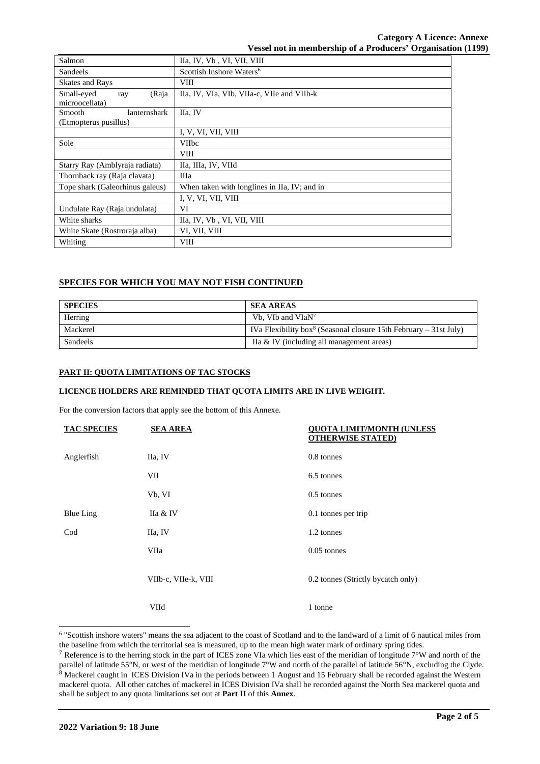| | |
|---|---|
| Salmon | IIa, IV, Vb , VI, VII, VIII |
| Sandeels | Scottish Inshore Waters[6] |
| Skates and Rays | VIII |
| Small-eyed ray (Raja microocellata) | IIa, IV, VIa, VIb, VIIa-c, VIIe and VIIh-k |
| Smooth lanternshark (Etmopterus pusillus) | IIa, IV |
| | I, V, VI, VII, VIII |
| Sole | VIIbc |
| | VIII |
| Starry Ray (Amblyraja radiata) | IIa, IIIa, IV, VIId |
| Thornback ray (Raja clavata) | IIIa |
| Tope shark (Galeorhinus galeus) | When taken with longlines in IIa, IV; and in |
| | I, V, VI, VII, VIII |
| Undulate Ray (Raja undulata) | VI |
| White sharks | IIa, IV, Vb , VI, VII, VIII |
| White Skate (Rostroraja alba) | VI, VII, VIII |
| Whiting | VIII |

## SPECIES FOR WHICH YOU MAY NOT FISH CONTINUED

| SPECIES | SEA AREAS |
|---|---|
| Herring | Vb, VIb and VIaN[7] |
| Mackerel | IVa Flexibility box[8] (Seasonal closure 15th February – 31st July) |
| Sandeels | IIa & IV (including all management areas) |

### PART II: QUOTA LIMITATIONS OF TAC STOCKS

**LICENCE HOLDERS ARE REMINDED THAT QUOTA LIMITS ARE IN LIVE WEIGHT.**

For the conversion factors that apply see the bottom of this Annexe.

| TAC SPECIES | SEA AREA | QUOTA LIMIT/MONTH (UNLESS OTHERWISE STATED) |
|---|---|---|
| Anglerfish | IIa, IV | 0.8 tonnes |
| | VII | 6.5 tonnes |
| | Vb, VI | 0.5 tonnes |
| Blue Ling | IIa & IV | 0.1 tonnes per trip |
| Cod | IIa, IV | 1.2 tonnes |
| | VIIa | 0.05 tonnes |
| | VIIb-c, VIIe-k, VIII | 0.2 tonnes (Strictly bycatch only) |
| | VIId | 1 tonne |

[6] "Scottish inshore waters" means the sea adjacent to the coast of Scotland and to the landward of a limit of 6 nautical miles from the baseline from which the territorial sea is measured, up to the mean high water mark of ordinary spring tides.

[7] Reference is to the herring stock in the part of ICES zone VIa which lies east of the meridian of longitude 7°W and north of the parallel of latitude 55°N, or west of the meridian of longitude 7°W and north of the parallel of latitude 56°N, excluding the Clyde.

[8] Mackerel caught in ICES Division IVa in the periods between 1 August and 15 February shall be recorded against the Western mackerel quota. All other catches of mackerel in ICES Division IVa shall be recorded against the North Sea mackerel quota and shall be subject to any quota limitations set out at **Part II** of this **Annex**.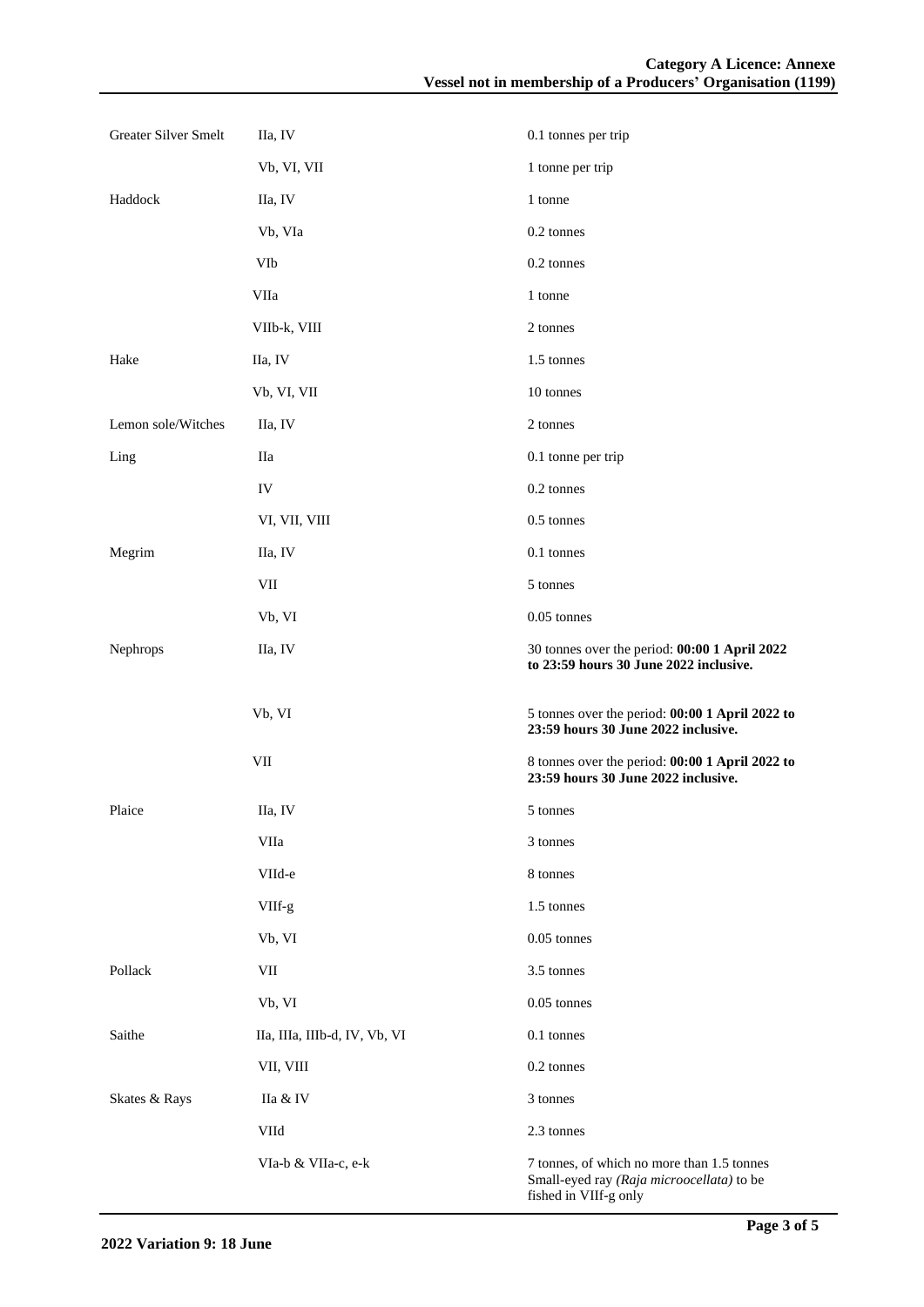| | | |
|---|---|---|
| Greater Silver Smelt | IIa, IV | 0.1 tonnes per trip |
| | Vb, VI, VII | 1 tonne per trip |
| Haddock | IIa, IV | 1 tonne |
| | Vb, VIa | 0.2 tonnes |
| | VIb | 0.2 tonnes |
| | VIIa | 1 tonne |
| | VIIb-k, VIII | 2 tonnes |
| Hake | IIa, IV | 1.5 tonnes |
| | Vb, VI, VII | 10 tonnes |
| Lemon sole/Witches | IIa, IV | 2 tonnes |
| Ling | IIa | 0.1 tonne per trip |
| | IV | 0.2 tonnes |
| | VI, VII, VIII | 0.5 tonnes |
| Megrim | IIa, IV | 0.1 tonnes |
| | VII | 5 tonnes |
| | Vb, VI | 0.05 tonnes |
| Nephrops | IIa, IV | 30 tonnes over the period: **00:00 1 April 2022 to 23:59 hours 30 June 2022 inclusive.** |
| | Vb, VI | 5 tonnes over the period: **00:00 1 April 2022 to 23:59 hours 30 June 2022 inclusive.** |
| | VII | 8 tonnes over the period: **00:00 1 April 2022 to 23:59 hours 30 June 2022 inclusive.** |
| Plaice | IIa, IV | 5 tonnes |
| | VIIa | 3 tonnes |
| | VIId-e | 8 tonnes |
| | VIIf-g | 1.5 tonnes |
| | Vb, VI | 0.05 tonnes |
| Pollack | VII | 3.5 tonnes |
| | Vb, VI | 0.05 tonnes |
| Saithe | IIa, IIIa, IIIb-d, IV, Vb, VI | 0.1 tonnes |
| | VII, VIII | 0.2 tonnes |
| Skates & Rays | IIa & IV | 3 tonnes |
| | VIId | 2.3 tonnes |
| | VIa-b & VIIa-c, e-k | 7 tonnes, of which no more than 1.5 tonnes Small-eyed ray *(Raja microocellata)* to be fished in VIIf-g only |

**2022 Variation 9: 18 June**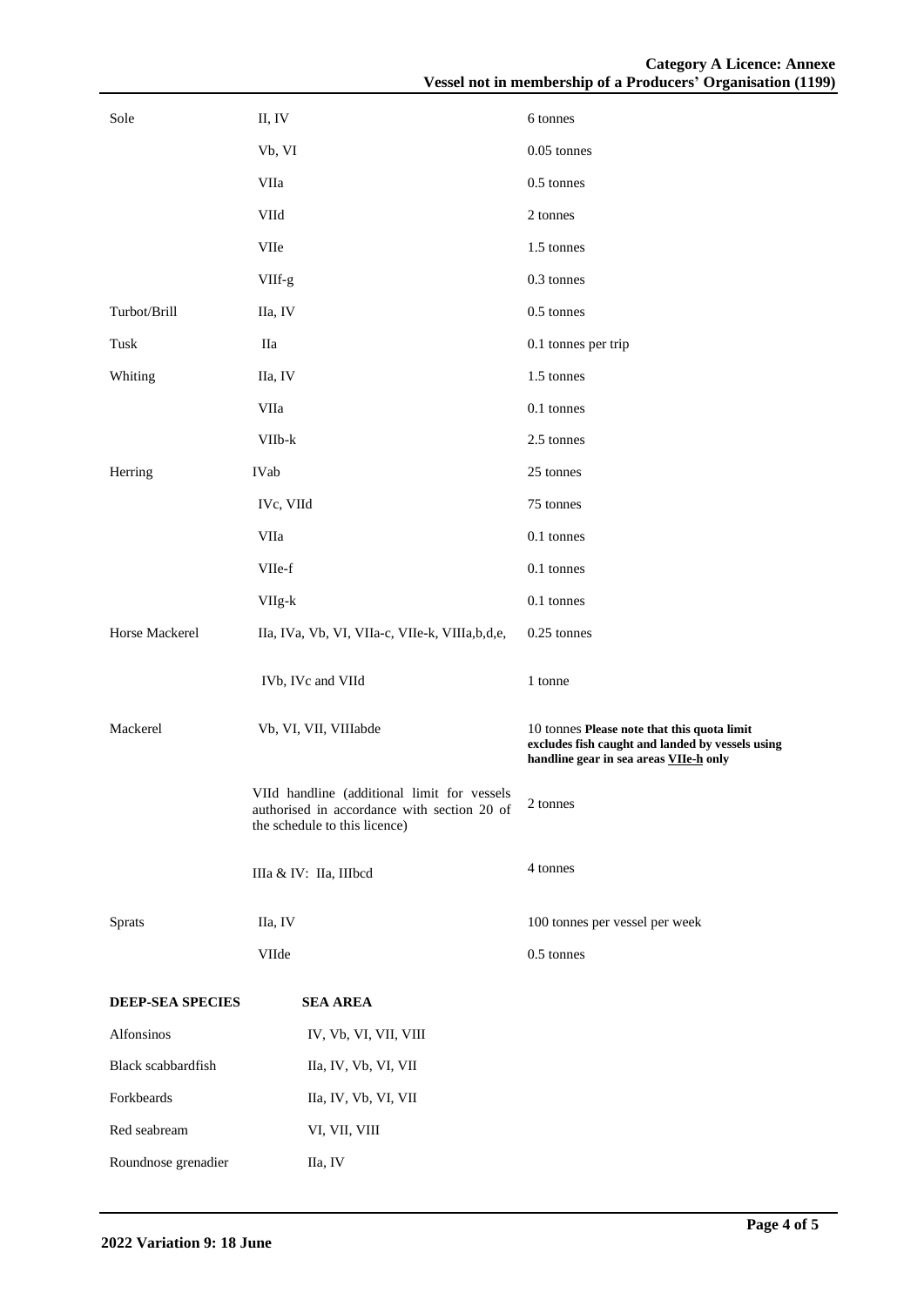| | | |
|---|---|---|
| Sole | II, IV | 6 tonnes |
| | Vb, VI | 0.05 tonnes |
| | VIIa | 0.5 tonnes |
| | VIId | 2 tonnes |
| | VIIe | 1.5 tonnes |
| | VIIf-g | 0.3 tonnes |
| Turbot/Brill | IIa, IV | 0.5 tonnes |
| Tusk | IIa | 0.1 tonnes per trip |
| Whiting | IIa, IV | 1.5 tonnes |
| | VIIa | 0.1 tonnes |
| | VIIb-k | 2.5 tonnes |
| Herring | IVab | 25 tonnes |
| | IVc, VIId | 75 tonnes |
| | VIIa | 0.1 tonnes |
| | VIIe-f | 0.1 tonnes |
| | VIIg-k | 0.1 tonnes |
| Horse Mackerel | IIa, IVa, Vb, VI, VIIa-c, VIIe-k, VIIIa,b,d,e, | 0.25 tonnes |
| | IVb, IVc and VIId | 1 tonne |
| Mackerel | Vb, VI, VII, VIIIabde | 10 tonnes **Please note that this quota limit excludes fish caught and landed by vessels using handline gear in sea areas VIIe-h only** |
| | VIId handline (additional limit for vessels authorised in accordance with section 20 of the schedule to this licence) | 2 tonnes |
| | IIIa & IV: IIa, IIIbcd | 4 tonnes |
| Sprats | IIa, IV | 100 tonnes per vessel per week |
| | VIIde | 0.5 tonnes |

| **DEEP-SEA SPECIES** | **SEA AREA** |
|---|---|
| Alfonsinos | IV, Vb, VI, VII, VIII |
| Black scabbardfish | IIa, IV, Vb, VI, VII |
| Forkbeards | IIa, IV, Vb, VI, VII |
| Red seabream | VI, VII, VIII |
| Roundnose grenadier | IIa, IV |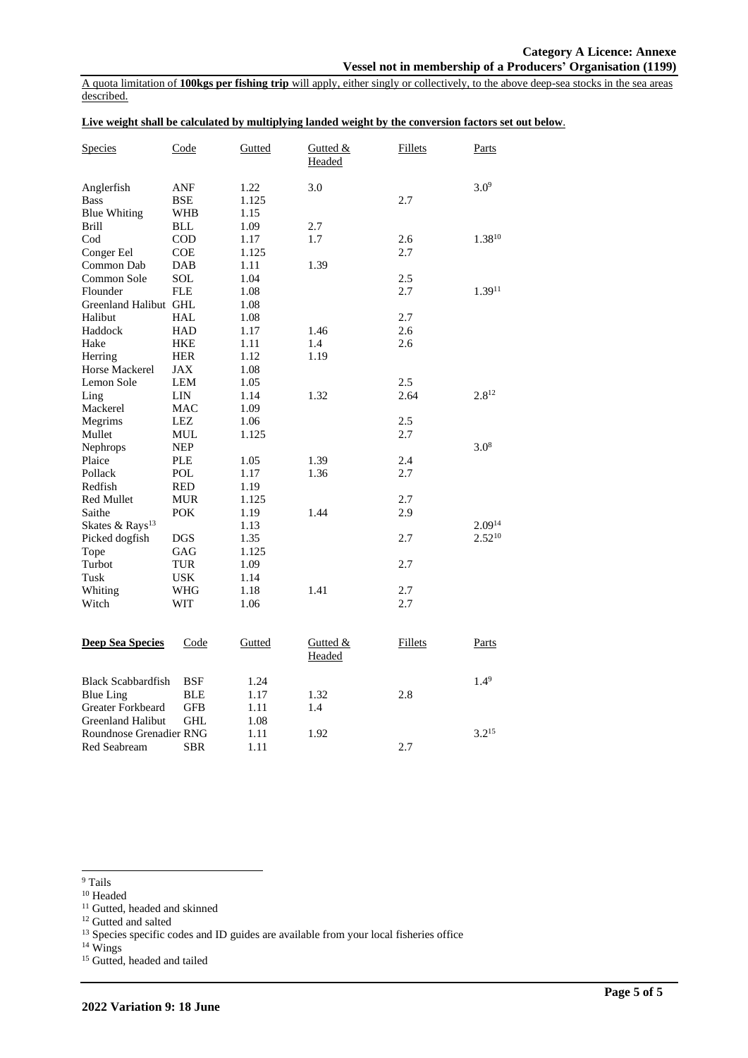**Category A Licence: Annexe**
**Vessel not in membership of a Producers' Organisation (1199)**

A quota limitation of **100kgs per fishing trip** will apply, either singly or collectively, to the above deep-sea stocks in the sea areas described.

**Live weight shall be calculated by multiplying landed weight by the conversion factors set out below**.

| Species | Code | Gutted | Gutted & Headed | Fillets | Parts |
|---|---|---|---|---|---|
| Anglerfish | ANF | 1.22 | 3.0 | | 3.0[9] |
| Bass | BSE | 1.125 | | 2.7 | |
| Blue Whiting | WHB | 1.15 | | | |
| Brill | BLL | 1.09 | 2.7 | | |
| Cod | COD | 1.17 | 1.7 | 2.6 | 1.38[10] |
| Conger Eel | COE | 1.125 | | 2.7 | |
| Common Dab | DAB | 1.11 | 1.39 | | |
| Common Sole | SOL | 1.04 | | 2.5 | |
| Flounder | FLE | 1.08 | | 2.7 | 1.39[11] |
| Greenland Halibut | GHL | 1.08 | | | |
| Halibut | HAL | 1.08 | | 2.7 | |
| Haddock | HAD | 1.17 | 1.46 | 2.6 | |
| Hake | HKE | 1.11 | 1.4 | 2.6 | |
| Herring | HER | 1.12 | 1.19 | | |
| Horse Mackerel | JAX | 1.08 | | | |
| Lemon Sole | LEM | 1.05 | | 2.5 | |
| Ling | LIN | 1.14 | 1.32 | 2.64 | 2.8[12] |
| Mackerel | MAC | 1.09 | | | |
| Megrims | LEZ | 1.06 | | 2.5 | |
| Mullet | MUL | 1.125 | | 2.7 | |
| Nephrops | NEP | | | | 3.0[8] |
| Plaice | PLE | 1.05 | 1.39 | 2.4 | |
| Pollack | POL | 1.17 | 1.36 | 2.7 | |
| Redfish | RED | 1.19 | | | |
| Red Mullet | MUR | 1.125 | | 2.7 | |
| Saithe | POK | 1.19 | 1.44 | 2.9 | |
| Skates & Rays[13] | | 1.13 | | | 2.09[14] |
| Picked dogfish | DGS | 1.35 | | 2.7 | 2.52[10] |
| Tope | GAG | 1.125 | | | |
| Turbot | TUR | 1.09 | | 2.7 | |
| Tusk | USK | 1.14 | | | |
| Whiting | WHG | 1.18 | 1.41 | 2.7 | |
| Witch | WIT | 1.06 | | 2.7 | |

| **Deep Sea Species** | Code | Gutted | Gutted & Headed | Fillets | Parts |
|---|---|---|---|---|---|
| Black Scabbardfish | BSF | 1.24 | | | 1.4[9] |
| Blue Ling | BLE | 1.17 | 1.32 | 2.8 | |
| Greater Forkbeard | GFB | 1.11 | 1.4 | | |
| Greenland Halibut | GHL | 1.08 | | | |
| Roundnose Grenadier | RNG | 1.11 | 1.92 | | 3.2[15] |
| Red Seabream | SBR | 1.11 | | 2.7 | |

---

[9] Tails
[10] Headed
[11] Gutted, headed and skinned
[12] Gutted and salted
[13] Species specific codes and ID guides are available from your local fisheries office
[14] Wings
[15] Gutted, headed and tailed

**2022 Variation 9: 18 June**